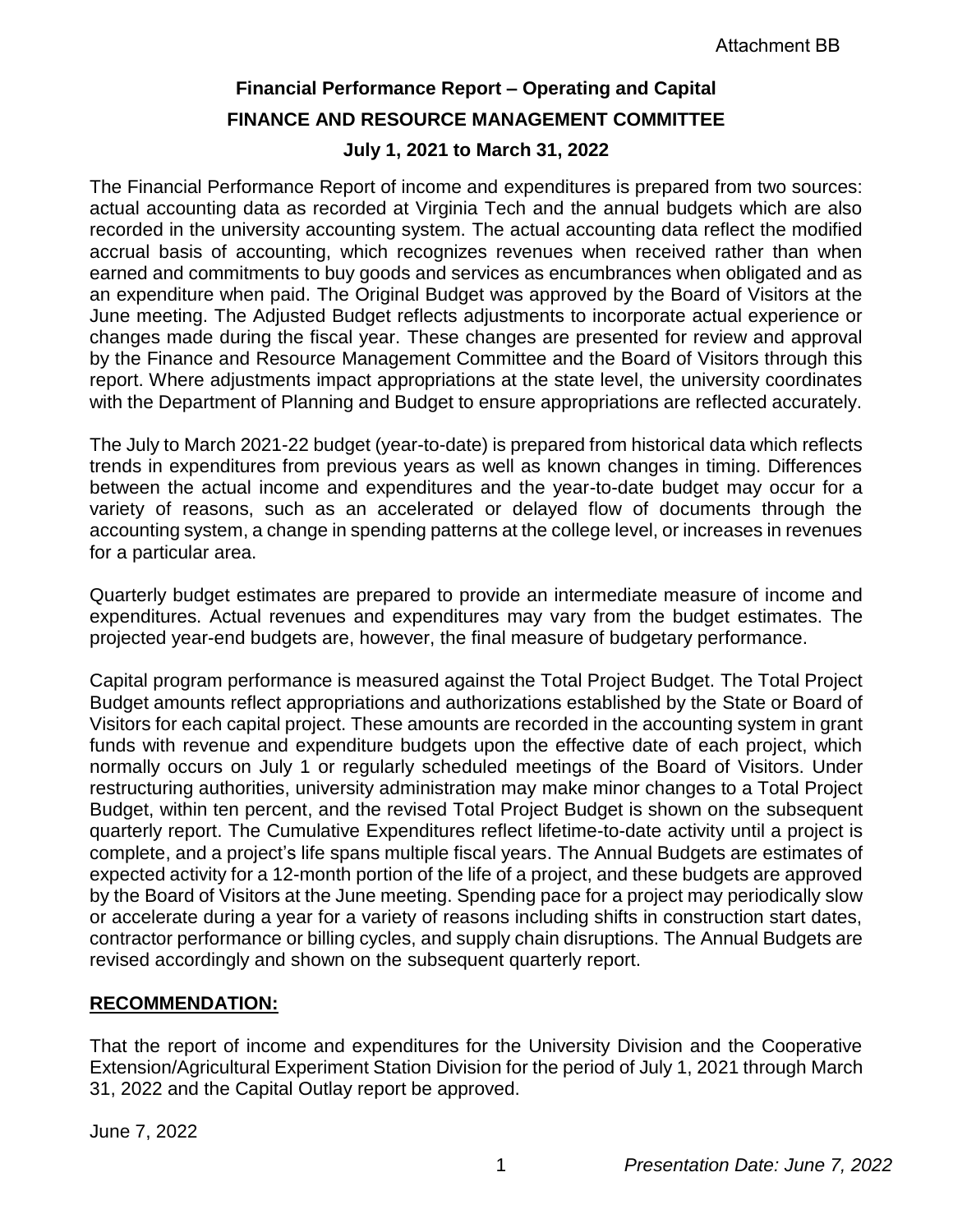Attachment BB

# Financial Performance Report – Operating and Capital

## FINANCE AND RESOURCE MANAGEMENT COMMITTEE

### July 1, 2021 to March 31, 2022

The Financial Performance Report of income and expenditures is prepared from two sources: actual accounting data as recorded at Virginia Tech and the annual budgets which are also recorded in the university accounting system. The actual accounting data reflect the modified accrual basis of accounting, which recognizes revenues when received rather than when earned and commitments to buy goods and services as encumbrances when obligated and as an expenditure when paid. The Original Budget was approved by the Board of Visitors at the June meeting. The Adjusted Budget reflects adjustments to incorporate actual experience or changes made during the fiscal year. These changes are presented for review and approval by the Finance and Resource Management Committee and the Board of Visitors through this report. Where adjustments impact appropriations at the state level, the university coordinates with the Department of Planning and Budget to ensure appropriations are reflected accurately.

The July to March 2021-22 budget (year-to-date) is prepared from historical data which reflects trends in expenditures from previous years as well as known changes in timing. Differences between the actual income and expenditures and the year-to-date budget may occur for a variety of reasons, such as an accelerated or delayed flow of documents through the accounting system, a change in spending patterns at the college level, or increases in revenues for a particular area.

Quarterly budget estimates are prepared to provide an intermediate measure of income and expenditures. Actual revenues and expenditures may vary from the budget estimates. The projected year-end budgets are, however, the final measure of budgetary performance.

Capital program performance is measured against the Total Project Budget. The Total Project Budget amounts reflect appropriations and authorizations established by the State or Board of Visitors for each capital project. These amounts are recorded in the accounting system in grant funds with revenue and expenditure budgets upon the effective date of each project, which normally occurs on July 1 or regularly scheduled meetings of the Board of Visitors. Under restructuring authorities, university administration may make minor changes to a Total Project Budget, within ten percent, and the revised Total Project Budget is shown on the subsequent quarterly report. The Cumulative Expenditures reflect lifetime-to-date activity until a project is complete, and a project's life spans multiple fiscal years. The Annual Budgets are estimates of expected activity for a 12-month portion of the life of a project, and these budgets are approved by the Board of Visitors at the June meeting. Spending pace for a project may periodically slow or accelerate during a year for a variety of reasons including shifts in construction start dates, contractor performance or billing cycles, and supply chain disruptions. The Annual Budgets are revised accordingly and shown on the subsequent quarterly report.

**RECOMMENDATION:**

That the report of income and expenditures for the University Division and the Cooperative Extension/Agricultural Experiment Station Division for the period of July 1, 2021 through March 31, 2022 and the Capital Outlay report be approved.

June 7, 2022

*Presentation Date: June 7, 2022*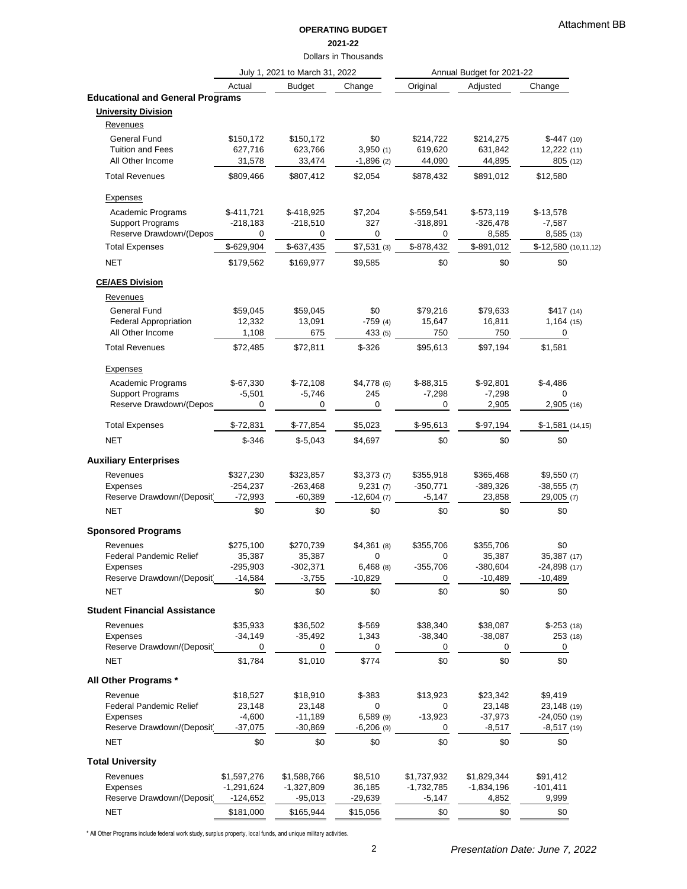# OPERATING BUDGET

**2021-22**

Dollars in Thousands

| | July 1, 2021 to March 31, 2022 | | | Annual Budget for 2021-22 | | |
|---|---|---|---|---|---|---|
| | Actual | Budget | Change | Original | Adjusted | Change |
| **Educational and General Programs** | | | | | | |
| **University Division** | | | | | | |
| Revenues | | | | | | |
| General Fund | $150,172 | $150,172 | $0 | $214,722 | $214,275 | $-447 (10) |
| Tuition and Fees | 627,716 | 623,766 | 3,950 (1) | 619,620 | 631,842 | 12,222 (11) |
| All Other Income | 31,578 | 33,474 | -1,896 (2) | 44,090 | 44,895 | 805 (12) |
| Total Revenues | $809,466 | $807,412 | $2,054 | $878,432 | $891,012 | $12,580 |
| Expenses | | | | | | |
| Academic Programs | $-411,721 | $-418,925 | $7,204 | $-559,541 | $-573,119 | $-13,578 |
| Support Programs | -218,183 | -218,510 | 327 | -318,891 | -326,478 | -7,587 |
| Reserve Drawdown/(Depos | 0 | 0 | 0 | 0 | 8,585 | 8,585 (13) |
| Total Expenses | $-629,904 | $-637,435 | $7,531 (3) | $-878,432 | $-891,012 | $-12,580 (10,11,12) |
| NET | $179,562 | $169,977 | $9,585 | $0 | $0 | $0 |
| **CE/AES Division** | | | | | | |
| Revenues | | | | | | |
| General Fund | $59,045 | $59,045 | $0 | $79,216 | $79,633 | $417 (14) |
| Federal Appropriation | 12,332 | 13,091 | -759 (4) | 15,647 | 16,811 | 1,164 (15) |
| All Other Income | 1,108 | 675 | 433 (5) | 750 | 750 | 0 |
| Total Revenues | $72,485 | $72,811 | $-326 | $95,613 | $97,194 | $1,581 |
| Expenses | | | | | | |
| Academic Programs | $-67,330 | $-72,108 | $4,778 (6) | $-88,315 | $-92,801 | $-4,486 |
| Support Programs | -5,501 | -5,746 | 245 | -7,298 | -7,298 | 0 |
| Reserve Drawdown/(Depos | 0 | 0 | 0 | 0 | 2,905 | 2,905 (16) |
| Total Expenses | $-72,831 | $-77,854 | $5,023 | $-95,613 | $-97,194 | $-1,581 (14,15) |
| NET | $-346 | $-5,043 | $4,697 | $0 | $0 | $0 |
| **Auxiliary Enterprises** | | | | | | |
| Revenues | $327,230 | $323,857 | $3,373 (7) | $355,918 | $365,468 | $9,550 (7) |
| Expenses | -254,237 | -263,468 | 9,231 (7) | -350,771 | -389,326 | -38,555 (7) |
| Reserve Drawdown/(Deposit) | -72,993 | -60,389 | -12,604 (7) | -5,147 | 23,858 | 29,005 (7) |
| NET | $0 | $0 | $0 | $0 | $0 | $0 |
| **Sponsored Programs** | | | | | | |
| Revenues | $275,100 | $270,739 | $4,361 (8) | $355,706 | $355,706 | $0 |
| Federal Pandemic Relief | 35,387 | 35,387 | 0 | 0 | 35,387 | 35,387 (17) |
| Expenses | -295,903 | -302,371 | 6,468 (8) | -355,706 | -380,604 | -24,898 (17) |
| Reserve Drawdown/(Deposit) | -14,584 | -3,755 | -10,829 | 0 | -10,489 | -10,489 |
| NET | $0 | $0 | $0 | $0 | $0 | $0 |
| **Student Financial Assistance** | | | | | | |
| Revenues | $35,933 | $36,502 | $-569 | $38,340 | $38,087 | $-253 (18) |
| Expenses | -34,149 | -35,492 | 1,343 | -38,340 | -38,087 | 253 (18) |
| Reserve Drawdown/(Deposit) | 0 | 0 | 0 | 0 | 0 | 0 |
| NET | $1,784 | $1,010 | $774 | $0 | $0 | $0 |
| **All Other Programs \*** | | | | | | |
| Revenue | $18,527 | $18,910 | $-383 | $13,923 | $23,342 | $9,419 |
| Federal Pandemic Relief | 23,148 | 23,148 | 0 | 0 | 23,148 | 23,148 (19) |
| Expenses | -4,600 | -11,189 | 6,589 (9) | -13,923 | -37,973 | -24,050 (19) |
| Reserve Drawdown/(Deposit) | -37,075 | -30,869 | -6,206 (9) | 0 | -8,517 | -8,517 (19) |
| NET | $0 | $0 | $0 | $0 | $0 | $0 |
| **Total University** | | | | | | |
| Revenues | $1,597,276 | $1,588,766 | $8,510 | $1,737,932 | $1,829,344 | $91,412 |
| Expenses | -1,291,624 | -1,327,809 | 36,185 | -1,732,785 | -1,834,196 | -101,411 |
| Reserve Drawdown/(Deposit) | -124,652 | -95,013 | -29,639 | -5,147 | 4,852 | 9,999 |
| NET | $181,000 | $165,944 | $15,056 | $0 | $0 | $0 |

\* All Other Programs include federal work study, surplus property, local funds, and unique military activities.

*Presentation Date: June 7, 2022*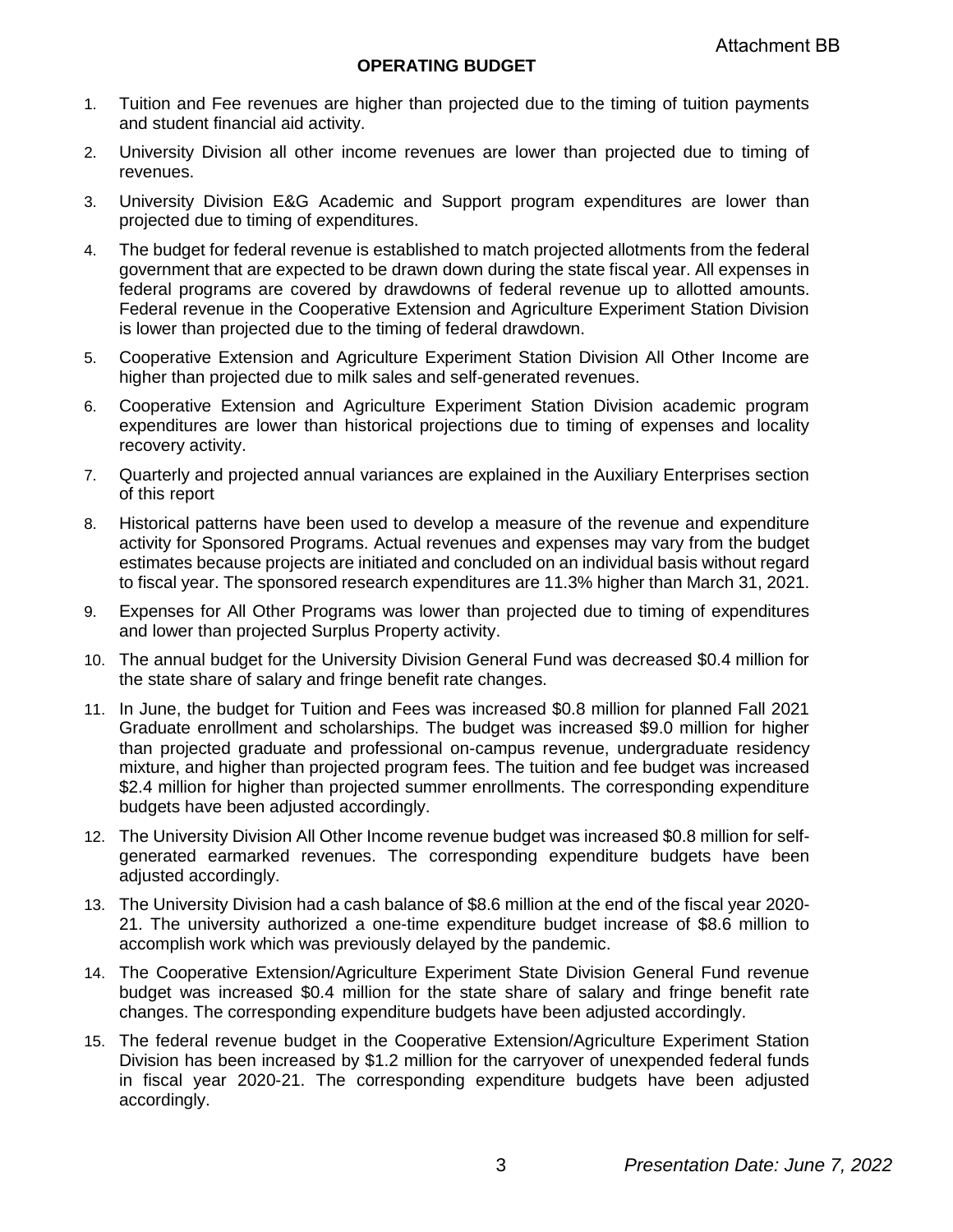Attachment BB

## OPERATING BUDGET

1. Tuition and Fee revenues are higher than projected due to the timing of tuition payments and student financial aid activity.
2. University Division all other income revenues are lower than projected due to timing of revenues.
3. University Division E&G Academic and Support program expenditures are lower than projected due to timing of expenditures.
4. The budget for federal revenue is established to match projected allotments from the federal government that are expected to be drawn down during the state fiscal year. All expenses in federal programs are covered by drawdowns of federal revenue up to allotted amounts. Federal revenue in the Cooperative Extension and Agriculture Experiment Station Division is lower than projected due to the timing of federal drawdown.
5. Cooperative Extension and Agriculture Experiment Station Division All Other Income are higher than projected due to milk sales and self-generated revenues.
6. Cooperative Extension and Agriculture Experiment Station Division academic program expenditures are lower than historical projections due to timing of expenses and locality recovery activity.
7. Quarterly and projected annual variances are explained in the Auxiliary Enterprises section of this report
8. Historical patterns have been used to develop a measure of the revenue and expenditure activity for Sponsored Programs. Actual revenues and expenses may vary from the budget estimates because projects are initiated and concluded on an individual basis without regard to fiscal year. The sponsored research expenditures are 11.3% higher than March 31, 2021.
9. Expenses for All Other Programs was lower than projected due to timing of expenditures and lower than projected Surplus Property activity.
10. The annual budget for the University Division General Fund was decreased $0.4 million for the state share of salary and fringe benefit rate changes.
11. In June, the budget for Tuition and Fees was increased $0.8 million for planned Fall 2021 Graduate enrollment and scholarships. The budget was increased $9.0 million for higher than projected graduate and professional on-campus revenue, undergraduate residency mixture, and higher than projected program fees. The tuition and fee budget was increased $2.4 million for higher than projected summer enrollments. The corresponding expenditure budgets have been adjusted accordingly.
12. The University Division All Other Income revenue budget was increased $0.8 million for self-generated earmarked revenues. The corresponding expenditure budgets have been adjusted accordingly.
13. The University Division had a cash balance of $8.6 million at the end of the fiscal year 2020-21. The university authorized a one-time expenditure budget increase of $8.6 million to accomplish work which was previously delayed by the pandemic.
14. The Cooperative Extension/Agriculture Experiment State Division General Fund revenue budget was increased $0.4 million for the state share of salary and fringe benefit rate changes. The corresponding expenditure budgets have been adjusted accordingly.
15. The federal revenue budget in the Cooperative Extension/Agriculture Experiment Station Division has been increased by $1.2 million for the carryover of unexpended federal funds in fiscal year 2020-21. The corresponding expenditure budgets have been adjusted accordingly.

*Presentation Date: June 7, 2022*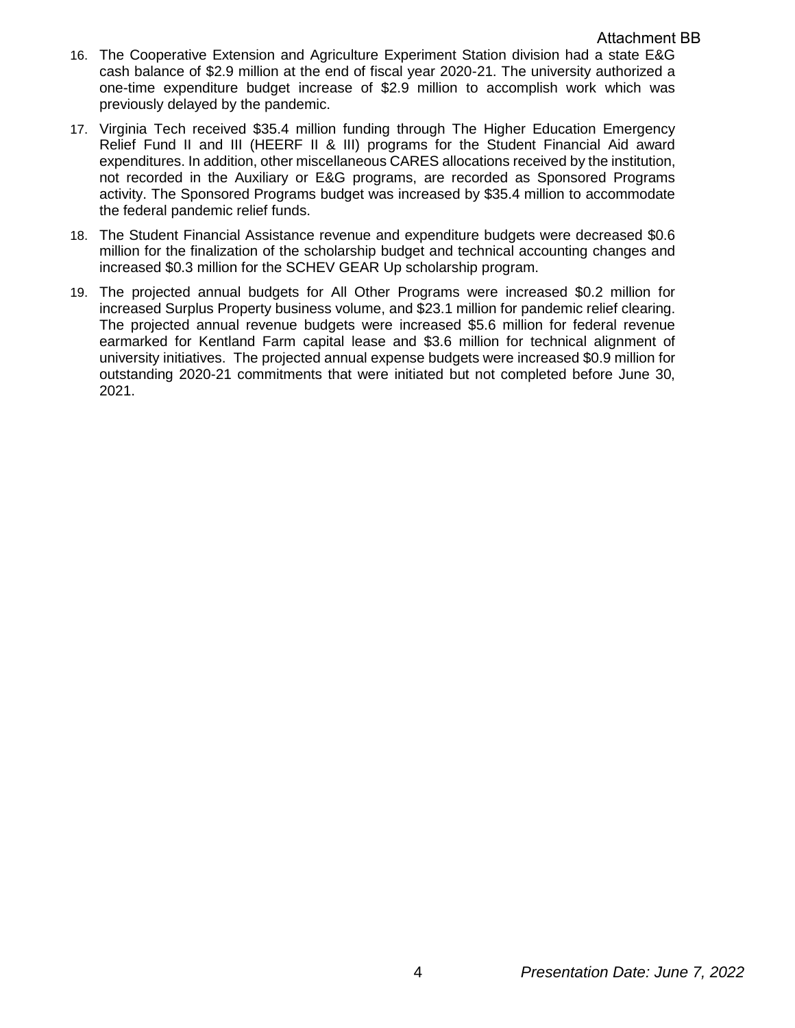16. The Cooperative Extension and Agriculture Experiment Station division had a state E&G cash balance of $2.9 million at the end of fiscal year 2020-21. The university authorized a one-time expenditure budget increase of $2.9 million to accomplish work which was previously delayed by the pandemic.

17. Virginia Tech received $35.4 million funding through The Higher Education Emergency Relief Fund II and III (HEERF II & III) programs for the Student Financial Aid award expenditures. In addition, other miscellaneous CARES allocations received by the institution, not recorded in the Auxiliary or E&G programs, are recorded as Sponsored Programs activity. The Sponsored Programs budget was increased by $35.4 million to accommodate the federal pandemic relief funds.

18. The Student Financial Assistance revenue and expenditure budgets were decreased $0.6 million for the finalization of the scholarship budget and technical accounting changes and increased $0.3 million for the SCHEV GEAR Up scholarship program.

19. The projected annual budgets for All Other Programs were increased $0.2 million for increased Surplus Property business volume, and $23.1 million for pandemic relief clearing. The projected annual revenue budgets were increased $5.6 million for federal revenue earmarked for Kentland Farm capital lease and $3.6 million for technical alignment of university initiatives. The projected annual expense budgets were increased $0.9 million for outstanding 2020-21 commitments that were initiated but not completed before June 30, 2021.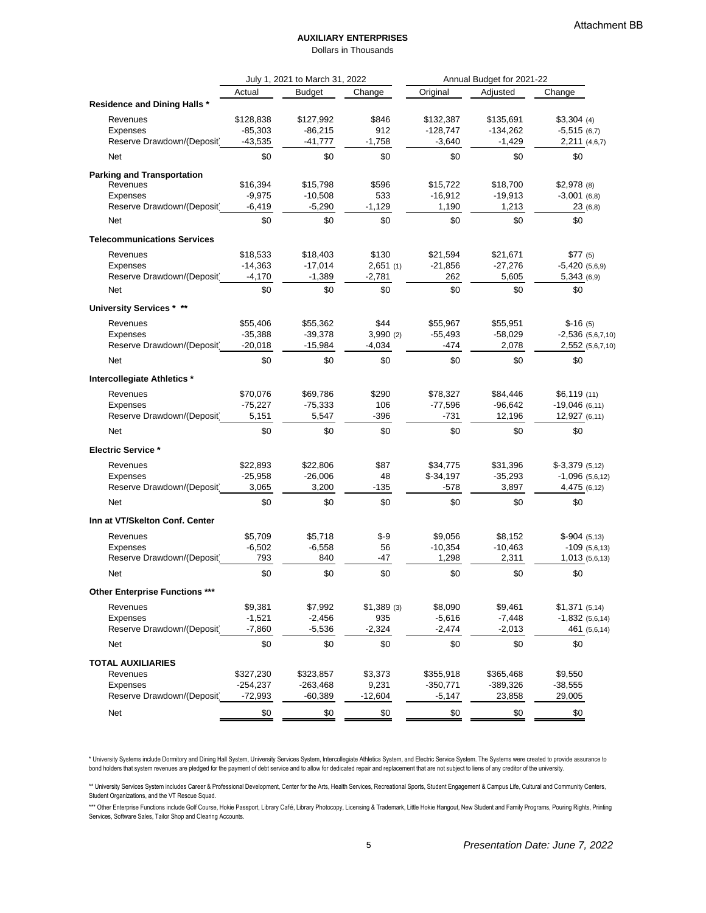Attachment BB

# AUXILIARY ENTERPRISES

Dollars in Thousands

| | July 1, 2021 to March 31, 2022 | | | Annual Budget for 2021-22 | | |
|---|---|---|---|---|---|---|
| | Actual | Budget | Change | Original | Adjusted | Change |
| **Residence and Dining Halls *** | | | | | | |
| Revenues | $128,838 | $127,992 | $846 | $132,387 | $135,691 | $3,304 (4) |
| Expenses | -85,303 | -86,215 | 912 | -128,747 | -134,262 | -5,515 (6,7) |
| Reserve Drawdown/(Deposit) | -43,535 | -41,777 | -1,758 | -3,640 | -1,429 | 2,211 (4,6,7) |
| Net | $0 | $0 | $0 | $0 | $0 | $0 |
| **Parking and Transportation** | | | | | | |
| Revenues | $16,394 | $15,798 | $596 | $15,722 | $18,700 | $2,978 (8) |
| Expenses | -9,975 | -10,508 | 533 | -16,912 | -19,913 | -3,001 (6,8) |
| Reserve Drawdown/(Deposit) | -6,419 | -5,290 | -1,129 | 1,190 | 1,213 | 23 (6,8) |
| Net | $0 | $0 | $0 | $0 | $0 | $0 |
| **Telecommunications Services** | | | | | | |
| Revenues | $18,533 | $18,403 | $130 | $21,594 | $21,671 | $77 (5) |
| Expenses | -14,363 | -17,014 | 2,651 (1) | -21,856 | -27,276 | -5,420 (5,6,9) |
| Reserve Drawdown/(Deposit) | -4,170 | -1,389 | -2,781 | 262 | 5,605 | 5,343 (6,9) |
| Net | $0 | $0 | $0 | $0 | $0 | $0 |
| **University Services * **** | | | | | | |
| Revenues | $55,406 | $55,362 | $44 | $55,967 | $55,951 | $-16 (5) |
| Expenses | -35,388 | -39,378 | 3,990 (2) | -55,493 | -58,029 | -2,536 (5,6,7,10) |
| Reserve Drawdown/(Deposit) | -20,018 | -15,984 | -4,034 | -474 | 2,078 | 2,552 (5,6,7,10) |
| Net | $0 | $0 | $0 | $0 | $0 | $0 |
| **Intercollegiate Athletics *** | | | | | | |
| Revenues | $70,076 | $69,786 | $290 | $78,327 | $84,446 | $6,119 (11) |
| Expenses | -75,227 | -75,333 | 106 | -77,596 | -96,642 | -19,046 (6,11) |
| Reserve Drawdown/(Deposit) | 5,151 | 5,547 | -396 | -731 | 12,196 | 12,927 (6,11) |
| Net | $0 | $0 | $0 | $0 | $0 | $0 |
| **Electric Service *** | | | | | | |
| Revenues | $22,893 | $22,806 | $87 | $34,775 | $31,396 | $-3,379 (5,12) |
| Expenses | -25,958 | -26,006 | 48 | $-34,197 | -35,293 | -1,096 (5,6,12) |
| Reserve Drawdown/(Deposit) | 3,065 | 3,200 | -135 | -578 | 3,897 | 4,475 (6,12) |
| Net | $0 | $0 | $0 | $0 | $0 | $0 |
| **Inn at VT/Skelton Conf. Center** | | | | | | |
| Revenues | $5,709 | $5,718 | $-9 | $9,056 | $8,152 | $-904 (5,13) |
| Expenses | -6,502 | -6,558 | 56 | -10,354 | -10,463 | -109 (5,6,13) |
| Reserve Drawdown/(Deposit) | 793 | 840 | -47 | 1,298 | 2,311 | 1,013 (5,6,13) |
| Net | $0 | $0 | $0 | $0 | $0 | $0 |
| **Other Enterprise Functions ***** | | | | | | |
| Revenues | $9,381 | $7,992 | $1,389 (3) | $8,090 | $9,461 | $1,371 (5,14) |
| Expenses | -1,521 | -2,456 | 935 | -5,616 | -7,448 | -1,832 (5,6,14) |
| Reserve Drawdown/(Deposit) | -7,860 | -5,536 | -2,324 | -2,474 | -2,013 | 461 (5,6,14) |
| Net | $0 | $0 | $0 | $0 | $0 | $0 |
| **TOTAL AUXILIARIES** | | | | | | |
| Revenues | $327,230 | $323,857 | $3,373 | $355,918 | $365,468 | $9,550 |
| Expenses | -254,237 | -263,468 | 9,231 | -350,771 | -389,326 | -38,555 |
| Reserve Drawdown/(Deposit) | -72,993 | -60,389 | -12,604 | -5,147 | 23,858 | 29,005 |
| Net | $0 | $0 | $0 | $0 | $0 | $0 |

\* University Systems include Dormitory and Dining Hall System, University Services System, Intercollegiate Athletics System, and Electric Service System. The Systems were created to provide assurance to bond holders that system revenues are pledged for the payment of debt service and to allow for dedicated repair and replacement that are not subject to liens of any creditor of the university.

** University Services System includes Career & Professional Development, Center for the Arts, Health Services, Recreational Sports, Student Engagement & Campus Life, Cultural and Community Centers, Student Organizations, and the VT Rescue Squad.

*** Other Enterprise Functions include Golf Course, Hokie Passport, Library Café, Library Photocopy, Licensing & Trademark, Little Hokie Hangout, New Student and Family Programs, Pouring Rights, Printing Services, Software Sales, Tailor Shop and Clearing Accounts.

*Presentation Date: June 7, 2022*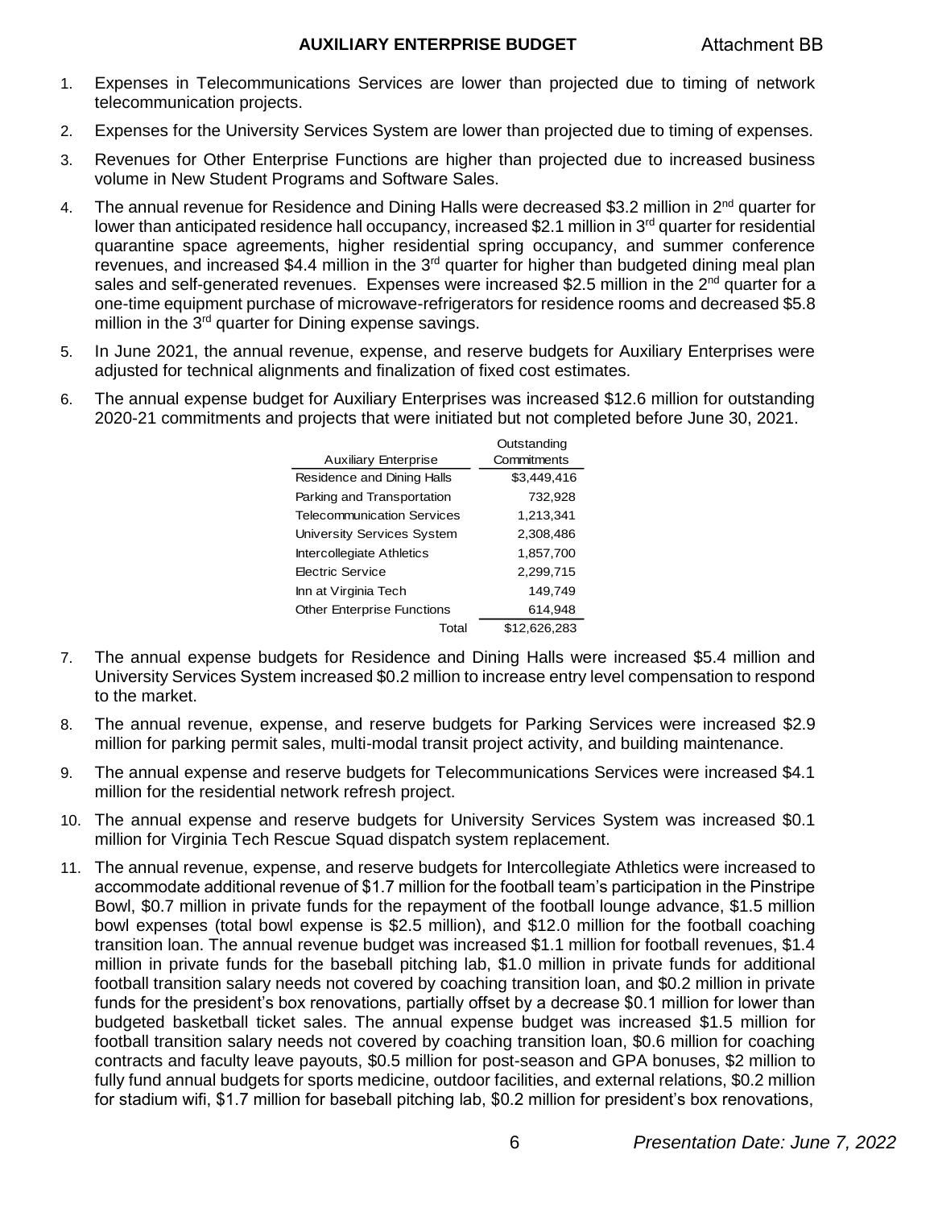## AUXILIARY ENTERPRISE BUDGET

Attachment BB

1. Expenses in Telecommunications Services are lower than projected due to timing of network telecommunication projects.
2. Expenses for the University Services System are lower than projected due to timing of expenses.
3. Revenues for Other Enterprise Functions are higher than projected due to increased business volume in New Student Programs and Software Sales.
4. The annual revenue for Residence and Dining Halls were decreased \$3.2 million in 2nd quarter for lower than anticipated residence hall occupancy, increased \$2.1 million in 3rd quarter for residential quarantine space agreements, higher residential spring occupancy, and summer conference revenues, and increased \$4.4 million in the 3rd quarter for higher than budgeted dining meal plan sales and self-generated revenues. Expenses were increased \$2.5 million in the 2nd quarter for a one-time equipment purchase of microwave-refrigerators for residence rooms and decreased \$5.8 million in the 3rd quarter for Dining expense savings.
5. In June 2021, the annual revenue, expense, and reserve budgets for Auxiliary Enterprises were adjusted for technical alignments and finalization of fixed cost estimates.
6. The annual expense budget for Auxiliary Enterprises was increased \$12.6 million for outstanding 2020-21 commitments and projects that were initiated but not completed before June 30, 2021.

| Auxiliary Enterprise | Outstanding Commitments |
|---|---|
| Residence and Dining Halls | \$3,449,416 |
| Parking and Transportation | 732,928 |
| Telecommunication Services | 1,213,341 |
| University Services System | 2,308,486 |
| Intercollegiate Athletics | 1,857,700 |
| Electric Service | 2,299,715 |
| Inn at Virginia Tech | 149,749 |
| Other Enterprise Functions | 614,948 |
| Total | \$12,626,283 |

7. The annual expense budgets for Residence and Dining Halls were increased \$5.4 million and University Services System increased \$0.2 million to increase entry level compensation to respond to the market.
8. The annual revenue, expense, and reserve budgets for Parking Services were increased \$2.9 million for parking permit sales, multi-modal transit project activity, and building maintenance.
9. The annual expense and reserve budgets for Telecommunications Services were increased \$4.1 million for the residential network refresh project.
10. The annual expense and reserve budgets for University Services System was increased \$0.1 million for Virginia Tech Rescue Squad dispatch system replacement.
11. The annual revenue, expense, and reserve budgets for Intercollegiate Athletics were increased to accommodate additional revenue of \$1.7 million for the football team's participation in the Pinstripe Bowl, \$0.7 million in private funds for the repayment of the football lounge advance, \$1.5 million bowl expenses (total bowl expense is \$2.5 million), and \$12.0 million for the football coaching transition loan. The annual revenue budget was increased \$1.1 million for football revenues, \$1.4 million in private funds for the baseball pitching lab, \$1.0 million in private funds for additional football transition salary needs not covered by coaching transition loan, and \$0.2 million in private funds for the president's box renovations, partially offset by a decrease \$0.1 million for lower than budgeted basketball ticket sales. The annual expense budget was increased \$1.5 million for football transition salary needs not covered by coaching transition loan, \$0.6 million for coaching contracts and faculty leave payouts, \$0.5 million for post-season and GPA bonuses, \$2 million to fully fund annual budgets for sports medicine, outdoor facilities, and external relations, \$0.2 million for stadium wifi, \$1.7 million for baseball pitching lab, \$0.2 million for president's box renovations,

*Presentation Date: June 7, 2022*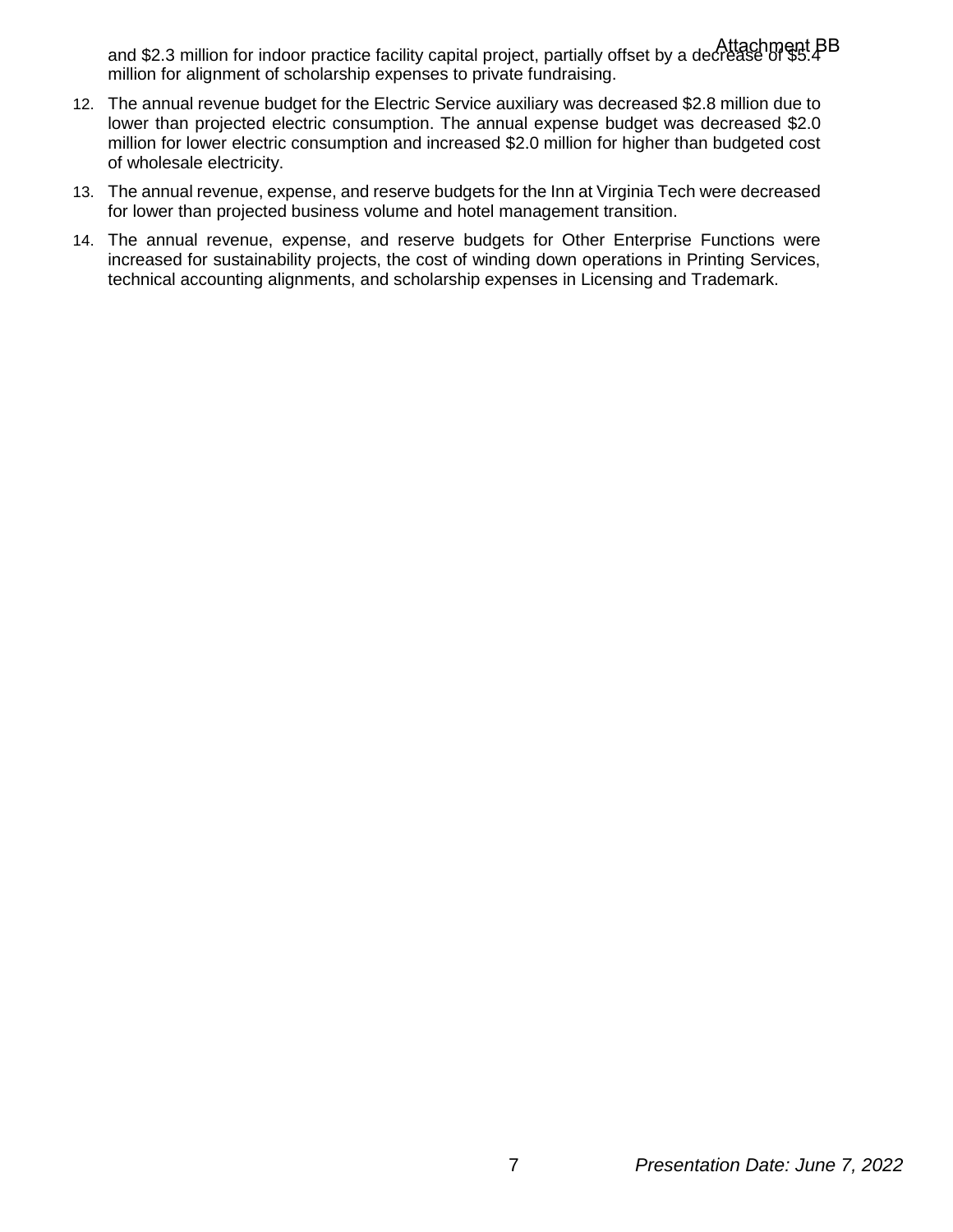and $2.3 million for indoor practice facility capital project, partially offset by a decrease of $5.4 million for alignment of scholarship expenses to private fundraising.

12. The annual revenue budget for the Electric Service auxiliary was decreased $2.8 million due to lower than projected electric consumption. The annual expense budget was decreased $2.0 million for lower electric consumption and increased $2.0 million for higher than budgeted cost of wholesale electricity.
13. The annual revenue, expense, and reserve budgets for the Inn at Virginia Tech were decreased for lower than projected business volume and hotel management transition.
14. The annual revenue, expense, and reserve budgets for Other Enterprise Functions were increased for sustainability projects, the cost of winding down operations in Printing Services, technical accounting alignments, and scholarship expenses in Licensing and Trademark.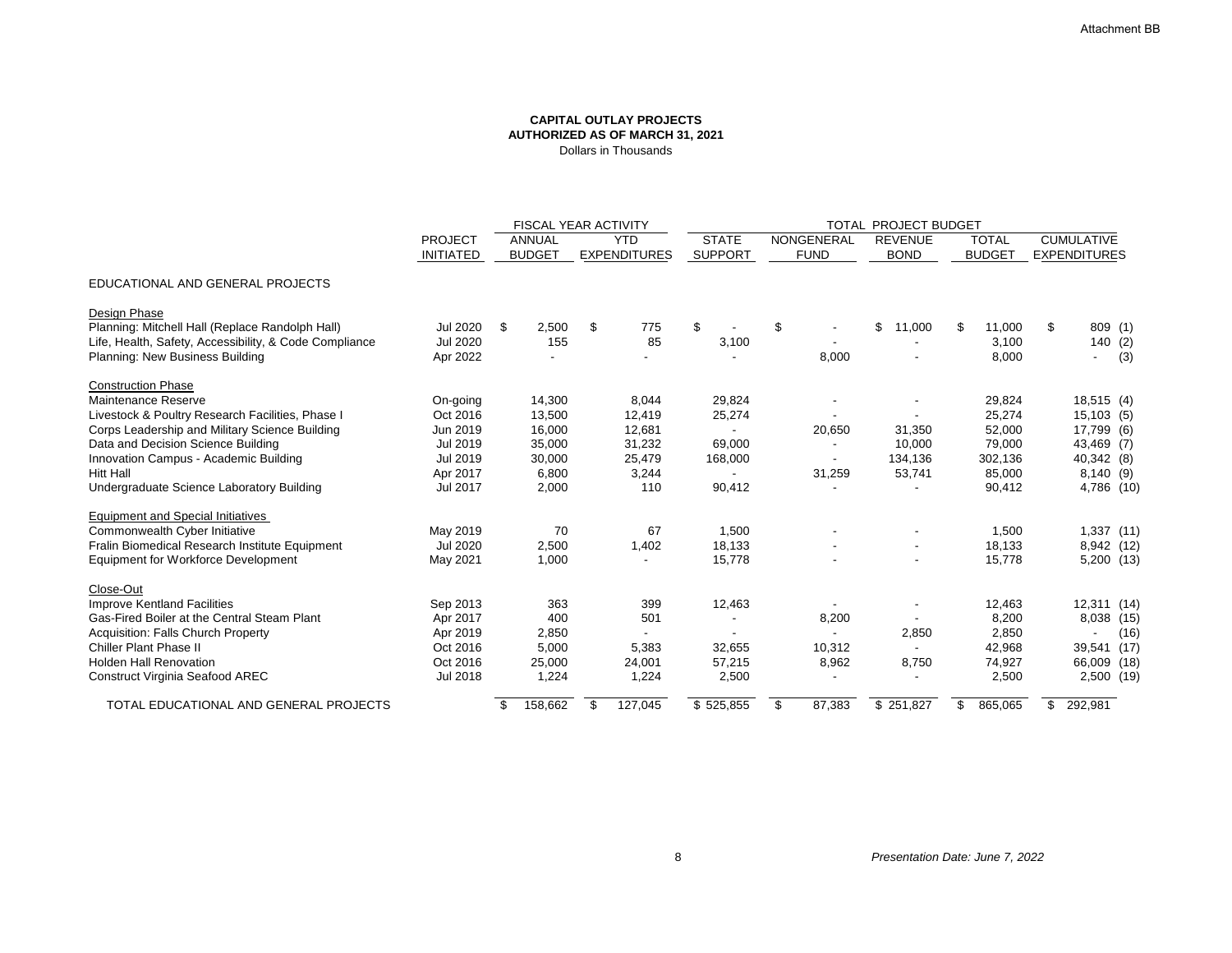Attachment BB

**CAPITAL OUTLAY PROJECTS**
**AUTHORIZED AS OF MARCH 31, 2021**
Dollars in Thousands

| | | FISCAL YEAR ACTIVITY | | TOTAL PROJECT BUDGET | | | | |
|---|---|---|---|---|---|---|---|---|
| | PROJECT INITIATED | ANNUAL BUDGET | YTD EXPENDITURES | STATE SUPPORT | NONGENERAL FUND | REVENUE BOND | TOTAL BUDGET | CUMULATIVE EXPENDITURES |
| EDUCATIONAL AND GENERAL PROJECTS | | | | | | | | |
| Design Phase | | | | | | | | |
| Planning: Mitchell Hall (Replace Randolph Hall) | Jul 2020 | $ 2,500 | $ 775 | $ - | $ - | $ 11,000 | $ 11,000 | $ 809 (1) |
| Life, Health, Safety, Accessibility, & Code Compliance | Jul 2020 | 155 | 85 | 3,100 | - | - | 3,100 | 140 (2) |
| Planning: New Business Building | Apr 2022 | - | - | - | 8,000 | - | 8,000 | - (3) |
| Construction Phase | | | | | | | | |
| Maintenance Reserve | On-going | 14,300 | 8,044 | 29,824 | - | - | 29,824 | 18,515 (4) |
| Livestock & Poultry Research Facilities, Phase I | Oct 2016 | 13,500 | 12,419 | 25,274 | - | - | 25,274 | 15,103 (5) |
| Corps Leadership and Military Science Building | Jun 2019 | 16,000 | 12,681 | - | 20,650 | 31,350 | 52,000 | 17,799 (6) |
| Data and Decision Science Building | Jul 2019 | 35,000 | 31,232 | 69,000 | - | 10,000 | 79,000 | 43,469 (7) |
| Innovation Campus - Academic Building | Jul 2019 | 30,000 | 25,479 | 168,000 | - | 134,136 | 302,136 | 40,342 (8) |
| Hitt Hall | Apr 2017 | 6,800 | 3,244 | - | 31,259 | 53,741 | 85,000 | 8,140 (9) |
| Undergraduate Science Laboratory Building | Jul 2017 | 2,000 | 110 | 90,412 | - | - | 90,412 | 4,786 (10) |
| Equipment and Special Initiatives | | | | | | | | |
| Commonwealth Cyber Initiative | May 2019 | 70 | 67 | 1,500 | - | - | 1,500 | 1,337 (11) |
| Fralin Biomedical Research Institute Equipment | Jul 2020 | 2,500 | 1,402 | 18,133 | - | - | 18,133 | 8,942 (12) |
| Equipment for Workforce Development | May 2021 | 1,000 | - | 15,778 | - | - | 15,778 | 5,200 (13) |
| Close-Out | | | | | | | | |
| Improve Kentland Facilities | Sep 2013 | 363 | 399 | 12,463 | - | - | 12,463 | 12,311 (14) |
| Gas-Fired Boiler at the Central Steam Plant | Apr 2017 | 400 | 501 | - | 8,200 | - | 8,200 | 8,038 (15) |
| Acquisition: Falls Church Property | Apr 2019 | 2,850 | - | - | - | 2,850 | 2,850 | - (16) |
| Chiller Plant Phase II | Oct 2016 | 5,000 | 5,383 | 32,655 | 10,312 | - | 42,968 | 39,541 (17) |
| Holden Hall Renovation | Oct 2016 | 25,000 | 24,001 | 57,215 | 8,962 | 8,750 | 74,927 | 66,009 (18) |
| Construct Virginia Seafood AREC | Jul 2018 | 1,224 | 1,224 | 2,500 | - | - | 2,500 | 2,500 (19) |
| TOTAL EDUCATIONAL AND GENERAL PROJECTS | | $ 158,662 | $ 127,045 | $ 525,855 | $ 87,383 | $ 251,827 | $ 865,065 | $ 292,981 |

*Presentation Date: June 7, 2022*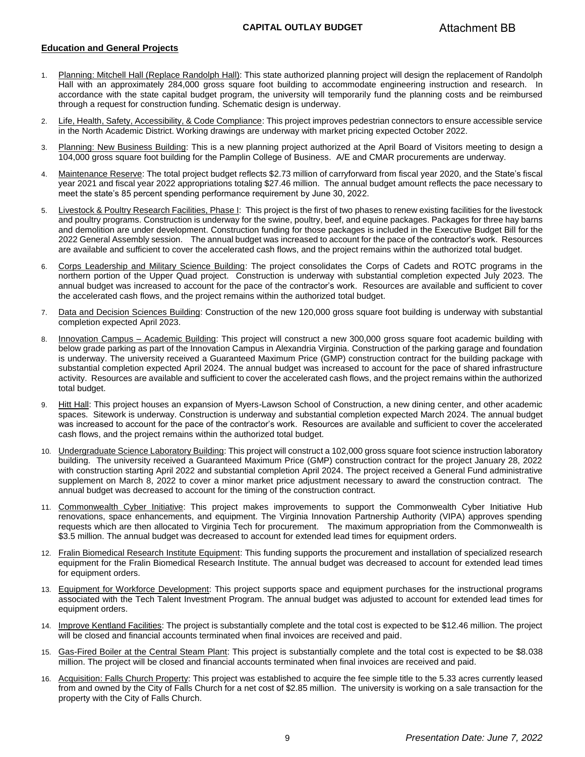**CAPITAL OUTLAY BUDGET** Attachment BB

**Education and General Projects**

1. Planning: Mitchell Hall (Replace Randolph Hall): This state authorized planning project will design the replacement of Randolph Hall with an approximately 284,000 gross square foot building to accommodate engineering instruction and research. In accordance with the state capital budget program, the university will temporarily fund the planning costs and be reimbursed through a request for construction funding. Schematic design is underway.

2. Life, Health, Safety, Accessibility, & Code Compliance: This project improves pedestrian connectors to ensure accessible service in the North Academic District. Working drawings are underway with market pricing expected October 2022.

3. Planning: New Business Building: This is a new planning project authorized at the April Board of Visitors meeting to design a 104,000 gross square foot building for the Pamplin College of Business. A/E and CMAR procurements are underway.

4. Maintenance Reserve: The total project budget reflects $2.73 million of carryforward from fiscal year 2020, and the State's fiscal year 2021 and fiscal year 2022 appropriations totaling $27.46 million. The annual budget amount reflects the pace necessary to meet the state's 85 percent spending performance requirement by June 30, 2022.

5. Livestock & Poultry Research Facilities, Phase I: This project is the first of two phases to renew existing facilities for the livestock and poultry programs. Construction is underway for the swine, poultry, beef, and equine packages. Packages for three hay barns and demolition are under development. Construction funding for those packages is included in the Executive Budget Bill for the 2022 General Assembly session. The annual budget was increased to account for the pace of the contractor's work. Resources are available and sufficient to cover the accelerated cash flows, and the project remains within the authorized total budget.

6. Corps Leadership and Military Science Building: The project consolidates the Corps of Cadets and ROTC programs in the northern portion of the Upper Quad project. Construction is underway with substantial completion expected July 2023. The annual budget was increased to account for the pace of the contractor's work. Resources are available and sufficient to cover the accelerated cash flows, and the project remains within the authorized total budget.

7. Data and Decision Sciences Building: Construction of the new 120,000 gross square foot building is underway with substantial completion expected April 2023.

8. Innovation Campus – Academic Building: This project will construct a new 300,000 gross square foot academic building with below grade parking as part of the Innovation Campus in Alexandria Virginia. Construction of the parking garage and foundation is underway. The university received a Guaranteed Maximum Price (GMP) construction contract for the building package with substantial completion expected April 2024. The annual budget was increased to account for the pace of shared infrastructure activity. Resources are available and sufficient to cover the accelerated cash flows, and the project remains within the authorized total budget.

9. Hitt Hall: This project houses an expansion of Myers-Lawson School of Construction, a new dining center, and other academic spaces. Sitework is underway. Construction is underway and substantial completion expected March 2024. The annual budget was increased to account for the pace of the contractor's work. Resources are available and sufficient to cover the accelerated cash flows, and the project remains within the authorized total budget.

10. Undergraduate Science Laboratory Building: This project will construct a 102,000 gross square foot science instruction laboratory building. The university received a Guaranteed Maximum Price (GMP) construction contract for the project January 28, 2022 with construction starting April 2022 and substantial completion April 2024. The project received a General Fund administrative supplement on March 8, 2022 to cover a minor market price adjustment necessary to award the construction contract. The annual budget was decreased to account for the timing of the construction contract.

11. Commonwealth Cyber Initiative: This project makes improvements to support the Commonwealth Cyber Initiative Hub renovations, space enhancements, and equipment. The Virginia Innovation Partnership Authority (VIPA) approves spending requests which are then allocated to Virginia Tech for procurement. The maximum appropriation from the Commonwealth is $3.5 million. The annual budget was decreased to account for extended lead times for equipment orders.

12. Fralin Biomedical Research Institute Equipment: This funding supports the procurement and installation of specialized research equipment for the Fralin Biomedical Research Institute. The annual budget was decreased to account for extended lead times for equipment orders.

13. Equipment for Workforce Development: This project supports space and equipment purchases for the instructional programs associated with the Tech Talent Investment Program. The annual budget was adjusted to account for extended lead times for equipment orders.

14. Improve Kentland Facilities: The project is substantially complete and the total cost is expected to be $12.46 million. The project will be closed and financial accounts terminated when final invoices are received and paid.

15. Gas-Fired Boiler at the Central Steam Plant: This project is substantially complete and the total cost is expected to be $8.038 million. The project will be closed and financial accounts terminated when final invoices are received and paid.

16. Acquisition: Falls Church Property: This project was established to acquire the fee simple title to the 5.33 acres currently leased from and owned by the City of Falls Church for a net cost of $2.85 million. The university is working on a sale transaction for the property with the City of Falls Church.

*Presentation Date: June 7, 2022*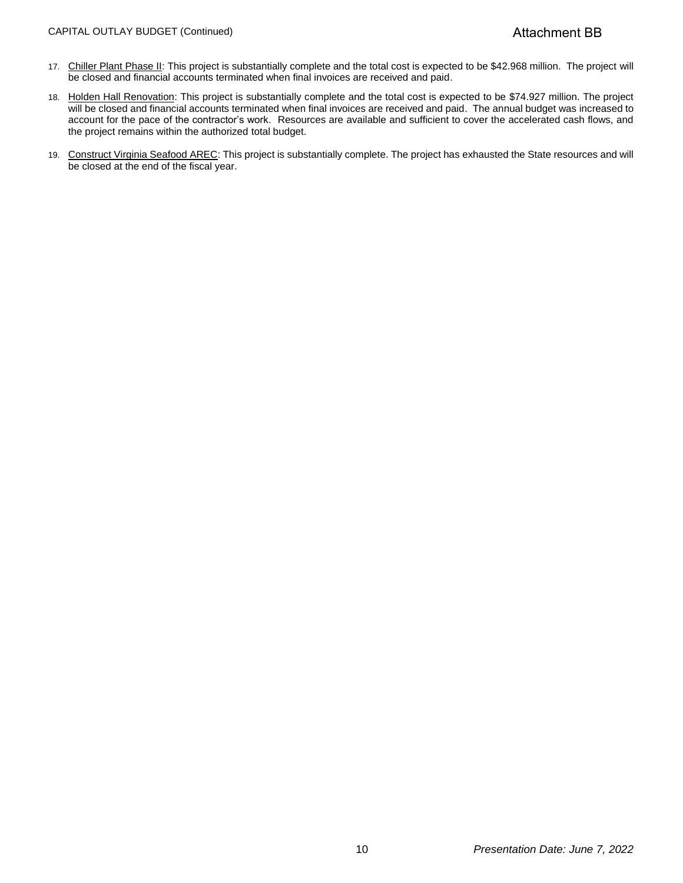17. Chiller Plant Phase II: This project is substantially complete and the total cost is expected to be $42.968 million. The project will be closed and financial accounts terminated when final invoices are received and paid.

18. Holden Hall Renovation: This project is substantially complete and the total cost is expected to be $74.927 million. The project will be closed and financial accounts terminated when final invoices are received and paid. The annual budget was increased to account for the pace of the contractor's work. Resources are available and sufficient to cover the accelerated cash flows, and the project remains within the authorized total budget.

19. Construct Virginia Seafood AREC: This project is substantially complete. The project has exhausted the State resources and will be closed at the end of the fiscal year.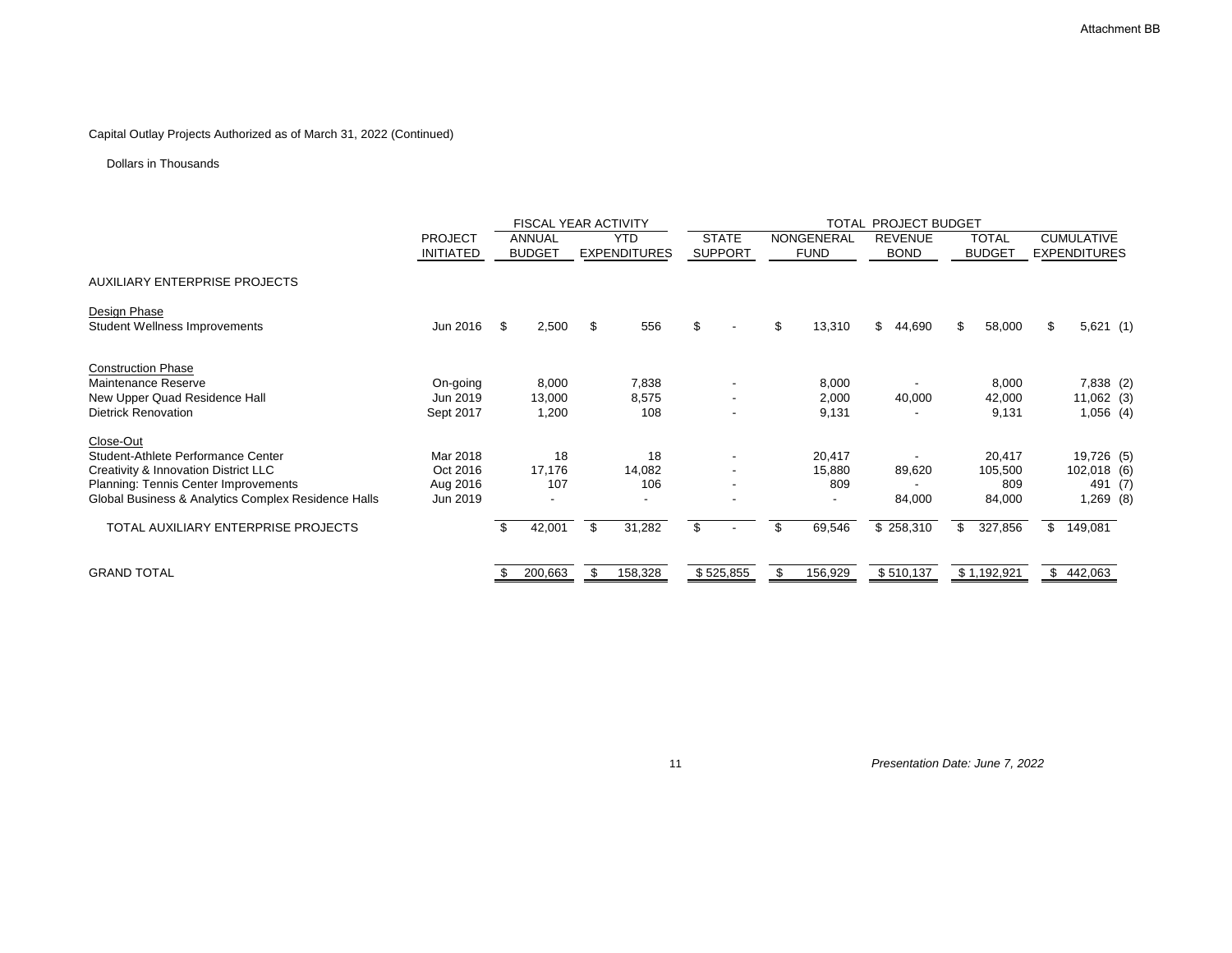Attachment BB

Capital Outlay Projects Authorized as of March 31, 2022 (Continued)

Dollars in Thousands

| | PROJECT INITIATED | FISCAL YEAR ACTIVITY | | TOTAL PROJECT BUDGET | | | | | |
|---|---|---|---|---|---|---|---|---|---|
| | | ANNUAL BUDGET | YTD EXPENDITURES | STATE SUPPORT | NONGENERAL FUND | REVENUE BOND | TOTAL BUDGET | CUMULATIVE EXPENDITURES | |
| AUXILIARY ENTERPRISE PROJECTS | | | | | | | | | |
| Design Phase | | | | | | | | | |
| Student Wellness Improvements | Jun 2016 | $ 2,500 | $ 556 | $ - | $ 13,310 | $ 44,690 | $ 58,000 | $ 5,621 | (1) |
| Construction Phase | | | | | | | | | |
| Maintenance Reserve | On-going | 8,000 | 7,838 | - | 8,000 | - | 8,000 | 7,838 | (2) |
| New Upper Quad Residence Hall | Jun 2019 | 13,000 | 8,575 | - | 2,000 | 40,000 | 42,000 | 11,062 | (3) |
| Dietrick Renovation | Sept 2017 | 1,200 | 108 | - | 9,131 | - | 9,131 | 1,056 | (4) |
| Close-Out | | | | | | | | | |
| Student-Athlete Performance Center | Mar 2018 | 18 | 18 | - | 20,417 | - | 20,417 | 19,726 | (5) |
| Creativity & Innovation District LLC | Oct 2016 | 17,176 | 14,082 | - | 15,880 | 89,620 | 105,500 | 102,018 | (6) |
| Planning: Tennis Center Improvements | Aug 2016 | 107 | 106 | - | 809 | - | 809 | 491 | (7) |
| Global Business & Analytics Complex Residence Halls | Jun 2019 | - | - | - | - | 84,000 | 84,000 | 1,269 | (8) |
| TOTAL AUXILIARY ENTERPRISE PROJECTS | | $ 42,001 | $ 31,282 | $ - | $ 69,546 | $ 258,310 | $ 327,856 | $ 149,081 | |
| GRAND TOTAL | | $ 200,663 | $ 158,328 | $ 525,855 | $ 156,929 | $ 510,137 | $ 1,192,921 | $ 442,063 | |

*Presentation Date: June 7, 2022*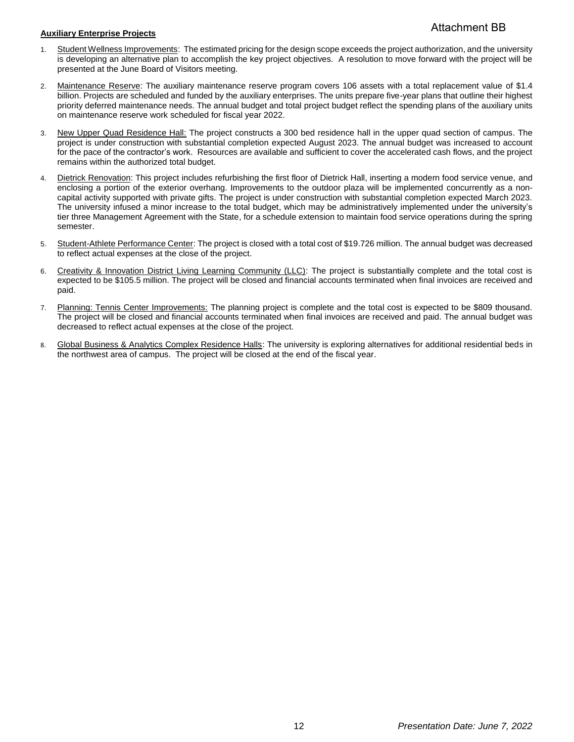Attachment BB

**Auxiliary Enterprise Projects**

1. Student Wellness Improvements: The estimated pricing for the design scope exceeds the project authorization, and the university is developing an alternative plan to accomplish the key project objectives. A resolution to move forward with the project will be presented at the June Board of Visitors meeting.
2. Maintenance Reserve: The auxiliary maintenance reserve program covers 106 assets with a total replacement value of $1.4 billion. Projects are scheduled and funded by the auxiliary enterprises. The units prepare five-year plans that outline their highest priority deferred maintenance needs. The annual budget and total project budget reflect the spending plans of the auxiliary units on maintenance reserve work scheduled for fiscal year 2022.
3. New Upper Quad Residence Hall: The project constructs a 300 bed residence hall in the upper quad section of campus. The project is under construction with substantial completion expected August 2023. The annual budget was increased to account for the pace of the contractor's work. Resources are available and sufficient to cover the accelerated cash flows, and the project remains within the authorized total budget.
4. Dietrick Renovation: This project includes refurbishing the first floor of Dietrick Hall, inserting a modern food service venue, and enclosing a portion of the exterior overhang. Improvements to the outdoor plaza will be implemented concurrently as a non-capital activity supported with private gifts. The project is under construction with substantial completion expected March 2023. The university infused a minor increase to the total budget, which may be administratively implemented under the university's tier three Management Agreement with the State, for a schedule extension to maintain food service operations during the spring semester.
5. Student-Athlete Performance Center: The project is closed with a total cost of $19.726 million. The annual budget was decreased to reflect actual expenses at the close of the project.
6. Creativity & Innovation District Living Learning Community (LLC): The project is substantially complete and the total cost is expected to be $105.5 million. The project will be closed and financial accounts terminated when final invoices are received and paid.
7. Planning: Tennis Center Improvements: The planning project is complete and the total cost is expected to be $809 thousand. The project will be closed and financial accounts terminated when final invoices are received and paid. The annual budget was decreased to reflect actual expenses at the close of the project.
8. Global Business & Analytics Complex Residence Halls: The university is exploring alternatives for additional residential beds in the northwest area of campus. The project will be closed at the end of the fiscal year.